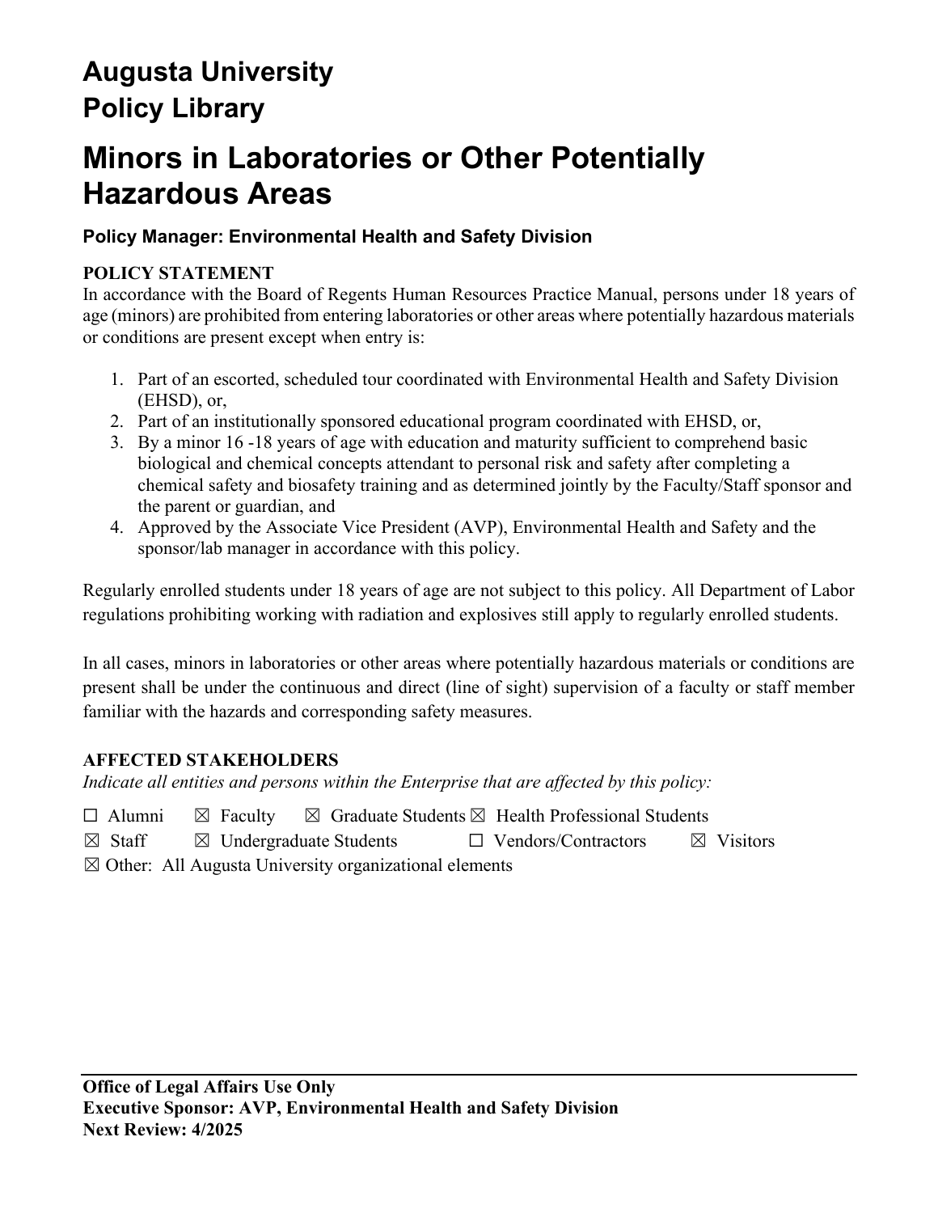# Augusta University Policy Library

# Minors in Laboratories or Other Potentially Hazardous Areas

### Policy Manager: Environmental Health and Safety Division

**POLICY STATEMENT**

In accordance with the Board of Regents Human Resources Practice Manual, persons under 18 years of age (minors) are prohibited from entering laboratories or other areas where potentially hazardous materials or conditions are present except when entry is:

1. Part of an escorted, scheduled tour coordinated with Environmental Health and Safety Division (EHSD), or,
2. Part of an institutionally sponsored educational program coordinated with EHSD, or,
3. By a minor 16 -18 years of age with education and maturity sufficient to comprehend basic biological and chemical concepts attendant to personal risk and safety after completing a chemical safety and biosafety training and as determined jointly by the Faculty/Staff sponsor and the parent or guardian, and
4. Approved by the Associate Vice President (AVP), Environmental Health and Safety and the sponsor/lab manager in accordance with this policy.

Regularly enrolled students under 18 years of age are not subject to this policy. All Department of Labor regulations prohibiting working with radiation and explosives still apply to regularly enrolled students.

In all cases, minors in laboratories or other areas where potentially hazardous materials or conditions are present shall be under the continuous and direct (line of sight) supervision of a faculty or staff member familiar with the hazards and corresponding safety measures.

**AFFECTED STAKEHOLDERS**

*Indicate all entities and persons within the Enterprise that are affected by this policy:*

☐ Alumni ☒ Faculty ☒ Graduate Students ☒ Health Professional Students
☒ Staff ☒ Undergraduate Students ☐ Vendors/Contractors ☒ Visitors
☒ Other: All Augusta University organizational elements

**Office of Legal Affairs Use Only**
**Executive Sponsor: AVP, Environmental Health and Safety Division**
**Next Review: 4/2025**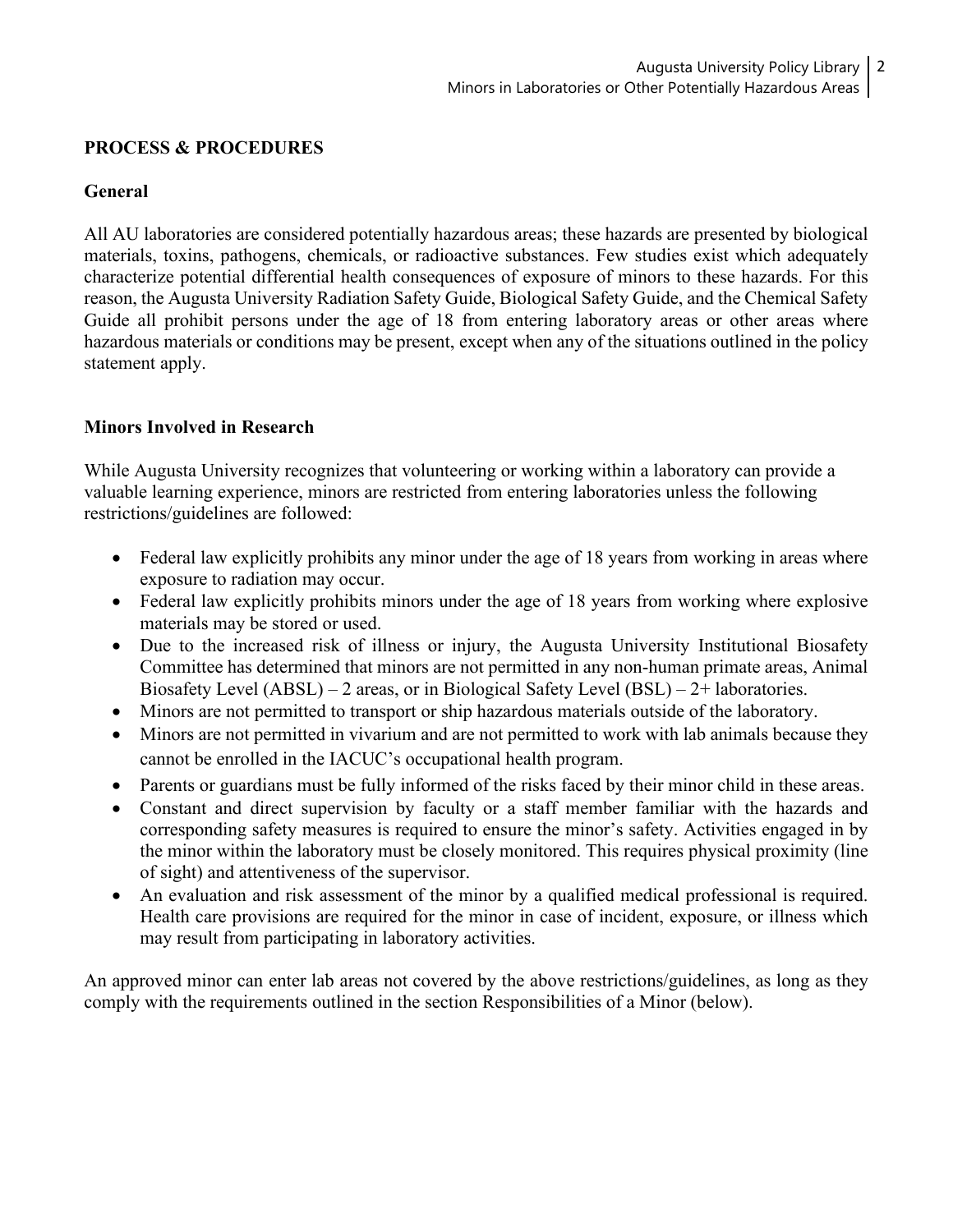## PROCESS & PROCEDURES

### General

All AU laboratories are considered potentially hazardous areas; these hazards are presented by biological materials, toxins, pathogens, chemicals, or radioactive substances. Few studies exist which adequately characterize potential differential health consequences of exposure of minors to these hazards. For this reason, the Augusta University Radiation Safety Guide, Biological Safety Guide, and the Chemical Safety Guide all prohibit persons under the age of 18 from entering laboratory areas or other areas where hazardous materials or conditions may be present, except when any of the situations outlined in the policy statement apply.

### Minors Involved in Research

While Augusta University recognizes that volunteering or working within a laboratory can provide a valuable learning experience, minors are restricted from entering laboratories unless the following restrictions/guidelines are followed:

- Federal law explicitly prohibits any minor under the age of 18 years from working in areas where exposure to radiation may occur.
- Federal law explicitly prohibits minors under the age of 18 years from working where explosive materials may be stored or used.
- Due to the increased risk of illness or injury, the Augusta University Institutional Biosafety Committee has determined that minors are not permitted in any non-human primate areas, Animal Biosafety Level (ABSL) – 2 areas, or in Biological Safety Level (BSL) – 2+ laboratories.
- Minors are not permitted to transport or ship hazardous materials outside of the laboratory.
- Minors are not permitted in vivarium and are not permitted to work with lab animals because they cannot be enrolled in the IACUC's occupational health program.
- Parents or guardians must be fully informed of the risks faced by their minor child in these areas.
- Constant and direct supervision by faculty or a staff member familiar with the hazards and corresponding safety measures is required to ensure the minor's safety. Activities engaged in by the minor within the laboratory must be closely monitored. This requires physical proximity (line of sight) and attentiveness of the supervisor.
- An evaluation and risk assessment of the minor by a qualified medical professional is required. Health care provisions are required for the minor in case of incident, exposure, or illness which may result from participating in laboratory activities.

An approved minor can enter lab areas not covered by the above restrictions/guidelines, as long as they comply with the requirements outlined in the section Responsibilities of a Minor (below).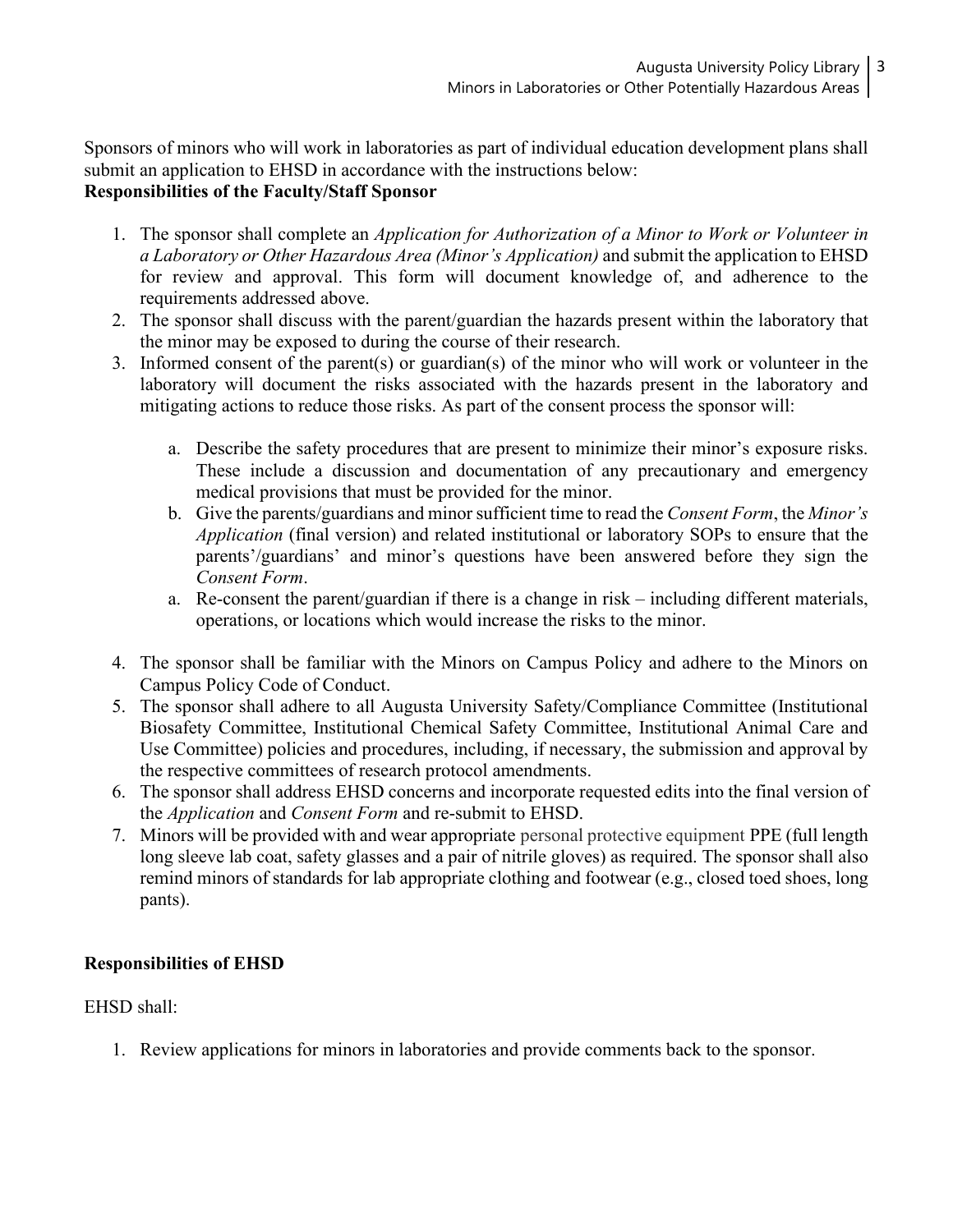Sponsors of minors who will work in laboratories as part of individual education development plans shall submit an application to EHSD in accordance with the instructions below:

**Responsibilities of the Faculty/Staff Sponsor**

1. The sponsor shall complete an *Application for Authorization of a Minor to Work or Volunteer in a Laboratory or Other Hazardous Area (Minor's Application)* and submit the application to EHSD for review and approval. This form will document knowledge of, and adherence to the requirements addressed above.
2. The sponsor shall discuss with the parent/guardian the hazards present within the laboratory that the minor may be exposed to during the course of their research.
3. Informed consent of the parent(s) or guardian(s) of the minor who will work or volunteer in the laboratory will document the risks associated with the hazards present in the laboratory and mitigating actions to reduce those risks. As part of the consent process the sponsor will:

    a. Describe the safety procedures that are present to minimize their minor's exposure risks. These include a discussion and documentation of any precautionary and emergency medical provisions that must be provided for the minor.
    b. Give the parents/guardians and minor sufficient time to read the *Consent Form*, the *Minor's Application* (final version) and related institutional or laboratory SOPs to ensure that the parents'/guardians' and minor's questions have been answered before they sign the *Consent Form*.
    a. Re-consent the parent/guardian if there is a change in risk – including different materials, operations, or locations which would increase the risks to the minor.

4. The sponsor shall be familiar with the Minors on Campus Policy and adhere to the Minors on Campus Policy Code of Conduct.
5. The sponsor shall adhere to all Augusta University Safety/Compliance Committee (Institutional Biosafety Committee, Institutional Chemical Safety Committee, Institutional Animal Care and Use Committee) policies and procedures, including, if necessary, the submission and approval by the respective committees of research protocol amendments.
6. The sponsor shall address EHSD concerns and incorporate requested edits into the final version of the *Application* and *Consent Form* and re-submit to EHSD.
7. Minors will be provided with and wear appropriate personal protective equipment PPE (full length long sleeve lab coat, safety glasses and a pair of nitrile gloves) as required. The sponsor shall also remind minors of standards for lab appropriate clothing and footwear (e.g., closed toed shoes, long pants).

**Responsibilities of EHSD**

EHSD shall:

1. Review applications for minors in laboratories and provide comments back to the sponsor.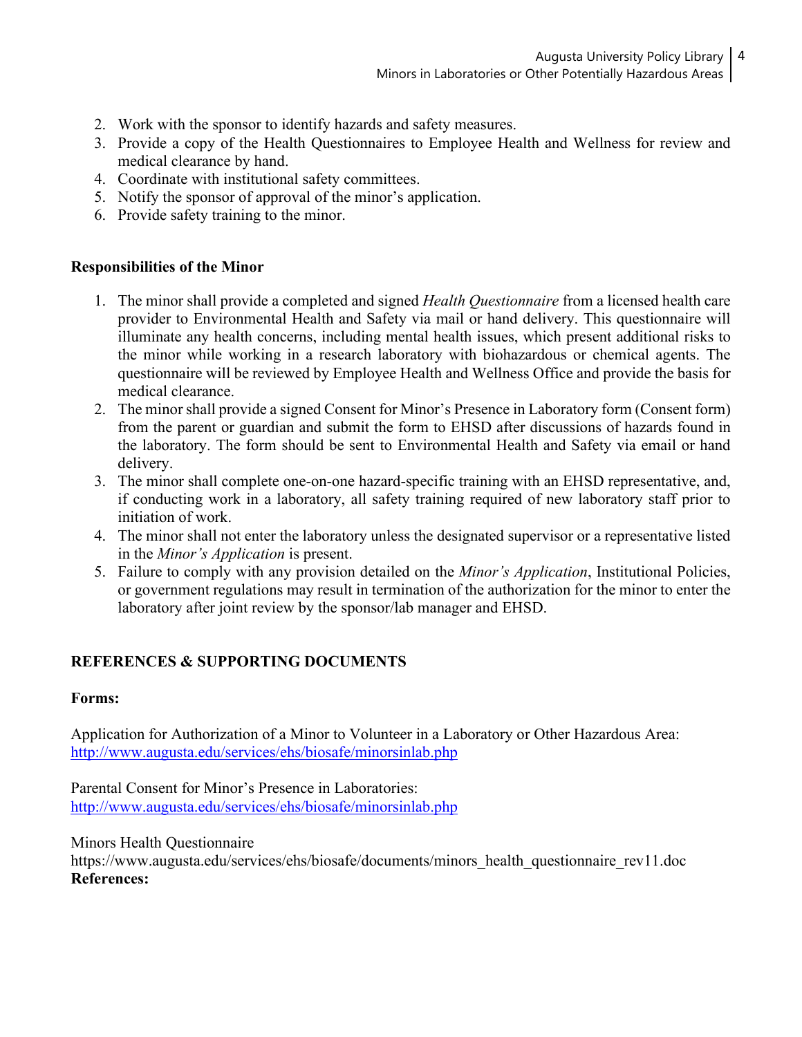2. Work with the sponsor to identify hazards and safety measures.
3. Provide a copy of the Health Questionnaires to Employee Health and Wellness for review and medical clearance by hand.
4. Coordinate with institutional safety committees.
5. Notify the sponsor of approval of the minor's application.
6. Provide safety training to the minor.

**Responsibilities of the Minor**

1. The minor shall provide a completed and signed *Health Questionnaire* from a licensed health care provider to Environmental Health and Safety via mail or hand delivery. This questionnaire will illuminate any health concerns, including mental health issues, which present additional risks to the minor while working in a research laboratory with biohazardous or chemical agents. The questionnaire will be reviewed by Employee Health and Wellness Office and provide the basis for medical clearance.
2. The minor shall provide a signed Consent for Minor's Presence in Laboratory form (Consent form) from the parent or guardian and submit the form to EHSD after discussions of hazards found in the laboratory. The form should be sent to Environmental Health and Safety via email or hand delivery.
3. The minor shall complete one-on-one hazard-specific training with an EHSD representative, and, if conducting work in a laboratory, all safety training required of new laboratory staff prior to initiation of work.
4. The minor shall not enter the laboratory unless the designated supervisor or a representative listed in the *Minor's Application* is present.
5. Failure to comply with any provision detailed on the *Minor's Application*, Institutional Policies, or government regulations may result in termination of the authorization for the minor to enter the laboratory after joint review by the sponsor/lab manager and EHSD.

## REFERENCES & SUPPORTING DOCUMENTS

**Forms:**

Application for Authorization of a Minor to Volunteer in a Laboratory or Other Hazardous Area:
[http://www.augusta.edu/services/ehs/biosafe/minorsinlab.php](http://www.augusta.edu/services/ehs/biosafe/minorsinlab.php)

Parental Consent for Minor's Presence in Laboratories:
[http://www.augusta.edu/services/ehs/biosafe/minorsinlab.php](http://www.augusta.edu/services/ehs/biosafe/minorsinlab.php)

Minors Health Questionnaire
https://www.augusta.edu/services/ehs/biosafe/documents/minors_health_questionnaire_rev11.doc

**References:**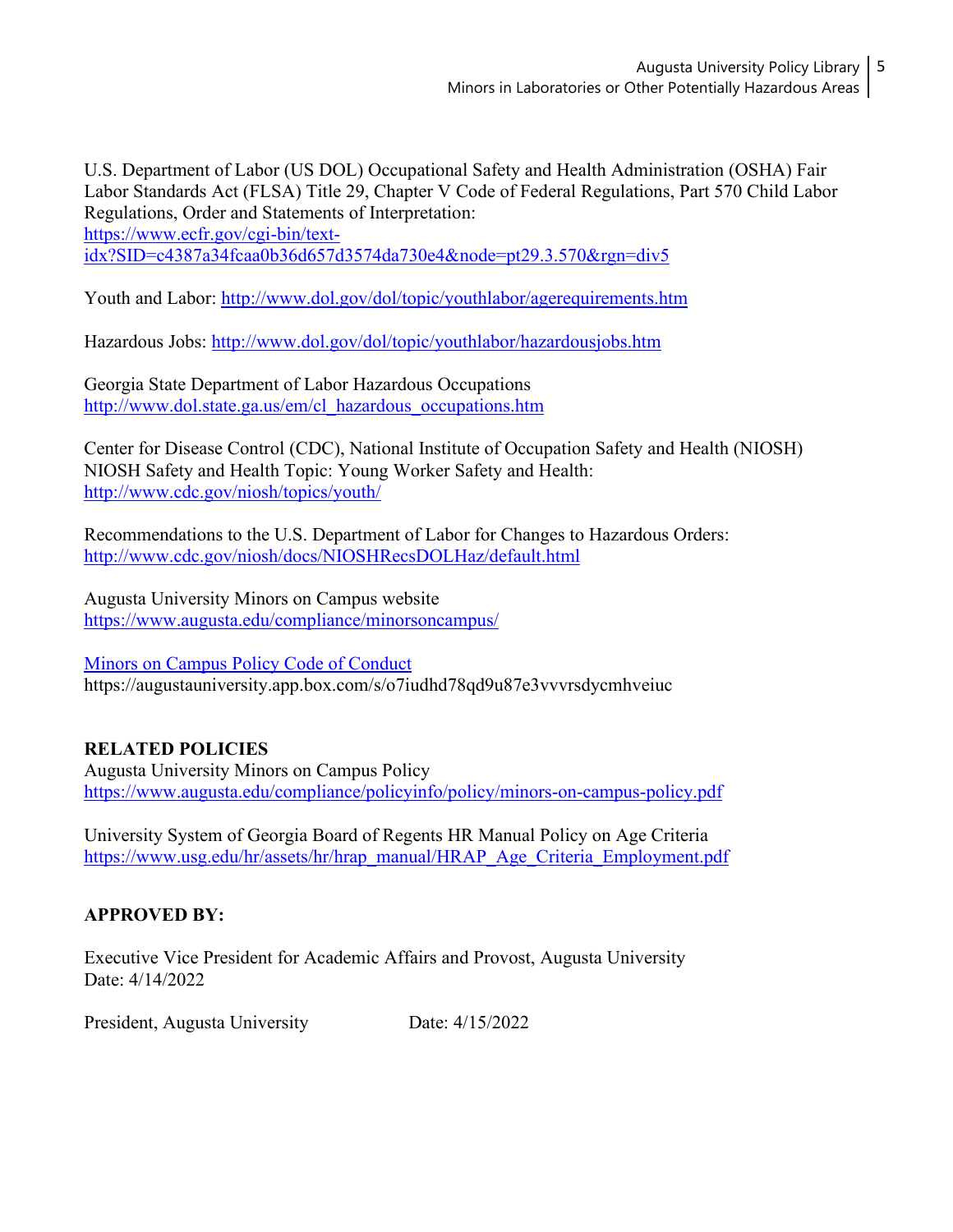U.S. Department of Labor (US DOL) Occupational Safety and Health Administration (OSHA) Fair Labor Standards Act (FLSA) Title 29, Chapter V Code of Federal Regulations, Part 570 Child Labor Regulations, Order and Statements of Interpretation:
https://www.ecfr.gov/cgi-bin/text-idx?SID=c4387a34fcaa0b36d657d3574da730e4&node=pt29.3.570&rgn=div5

Youth and Labor: http://www.dol.gov/dol/topic/youthlabor/agerequirements.htm

Hazardous Jobs: http://www.dol.gov/dol/topic/youthlabor/hazardousjobs.htm

Georgia State Department of Labor Hazardous Occupations
http://www.dol.state.ga.us/em/cl_hazardous_occupations.htm

Center for Disease Control (CDC), National Institute of Occupation Safety and Health (NIOSH) NIOSH Safety and Health Topic: Young Worker Safety and Health:
http://www.cdc.gov/niosh/topics/youth/

Recommendations to the U.S. Department of Labor for Changes to Hazardous Orders:
http://www.cdc.gov/niosh/docs/NIOSHRecsDOLHaz/default.html

Augusta University Minors on Campus website
https://www.augusta.edu/compliance/minorsoncampus/

Minors on Campus Policy Code of Conduct
https://augustauniversity.app.box.com/s/o7iudhd78qd9u87e3vvvrsdycmhveiuc

## RELATED POLICIES

Augusta University Minors on Campus Policy
https://www.augusta.edu/compliance/policyinfo/policy/minors-on-campus-policy.pdf

University System of Georgia Board of Regents HR Manual Policy on Age Criteria
https://www.usg.edu/hr/assets/hr/hrap_manual/HRAP_Age_Criteria_Employment.pdf

## APPROVED BY:

Executive Vice President for Academic Affairs and Provost, Augusta University
Date: 4/14/2022

President, Augusta University Date: 4/15/2022